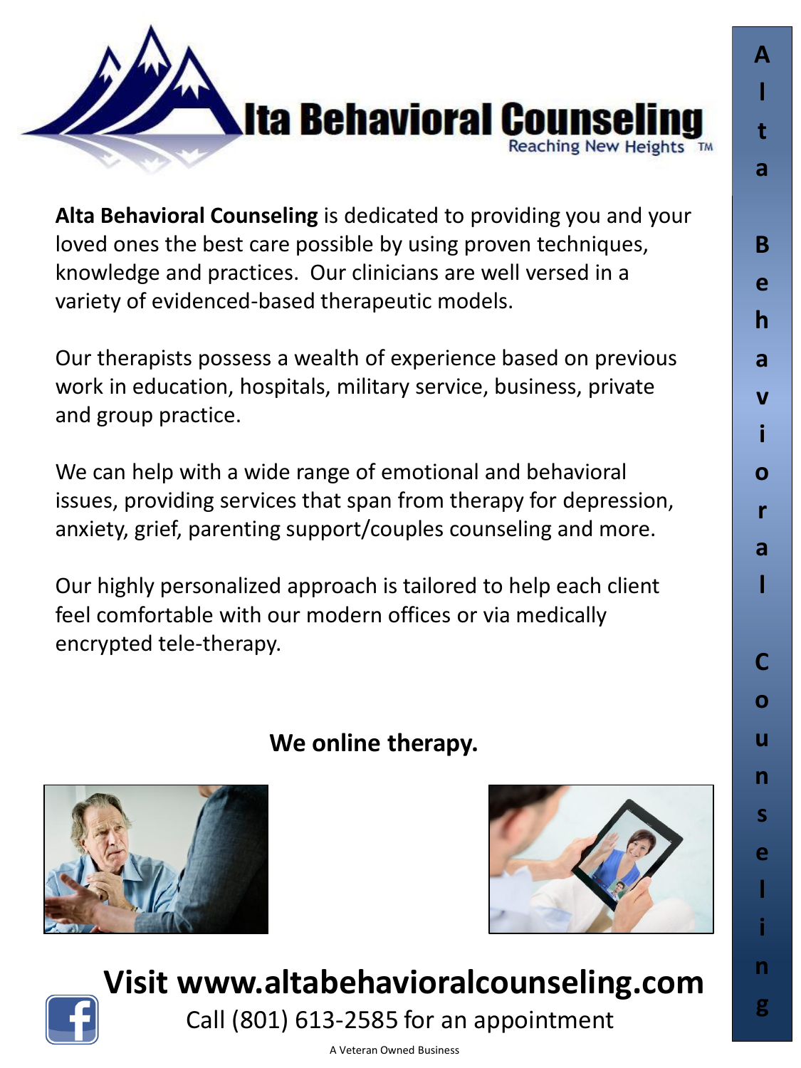# Alta Behavioral Counseling

Reaching New Heights ™

**Alta Behavioral Counseling** is dedicated to providing you and your loved ones the best care possible by using proven techniques, knowledge and practices. Our clinicians are well versed in a variety of evidenced-based therapeutic models.

Our therapists possess a wealth of experience based on previous work in education, hospitals, military service, business, private and group practice.

We can help with a wide range of emotional and behavioral issues, providing services that span from therapy for depression, anxiety, grief, parenting support/couples counseling and more.

Our highly personalized approach is tailored to help each client feel comfortable with our modern offices or via medically encrypted tele-therapy.

**We online therapy.**

## Visit www.altabehavioralcounseling.com

Call (801) 613-2585 for an appointment

A Veteran Owned Business

Alta Behavioral Counseling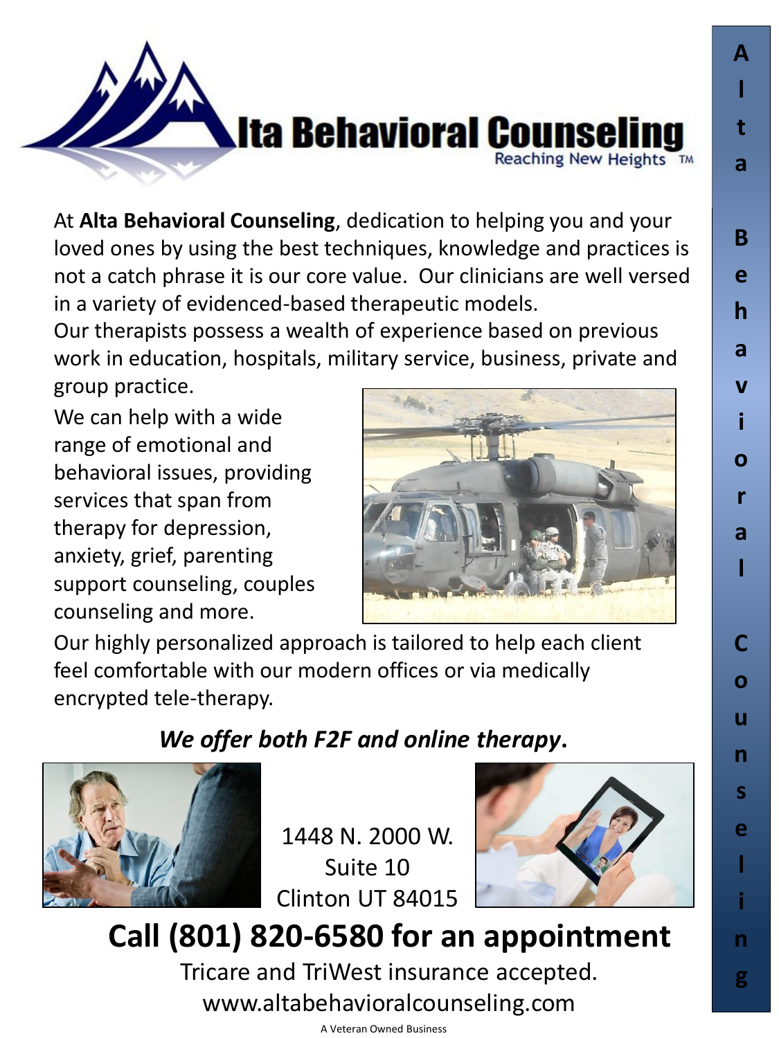# Alta Behavioral Counseling

Reaching New Heights ™

At **Alta Behavioral Counseling**, dedication to helping you and your loved ones by using the best techniques, knowledge and practices is not a catch phrase it is our core value. Our clinicians are well versed in a variety of evidenced-based therapeutic models.

Our therapists possess a wealth of experience based on previous work in education, hospitals, military service, business, private and group practice.

We can help with a wide range of emotional and behavioral issues, providing services that span from therapy for depression, anxiety, grief, parenting support counseling, couples counseling and more.

Our highly personalized approach is tailored to help each client feel comfortable with our modern offices or via medically encrypted tele-therapy.

***We offer both F2F and online therapy.***

1448 N. 2000 W.
Suite 10
Clinton UT 84015

## Call (801) 820-6580 for an appointment

Tricare and TriWest insurance accepted.

www.altabehavioralcounseling.com

A Veteran Owned Business

Alta Behavioral Counseling